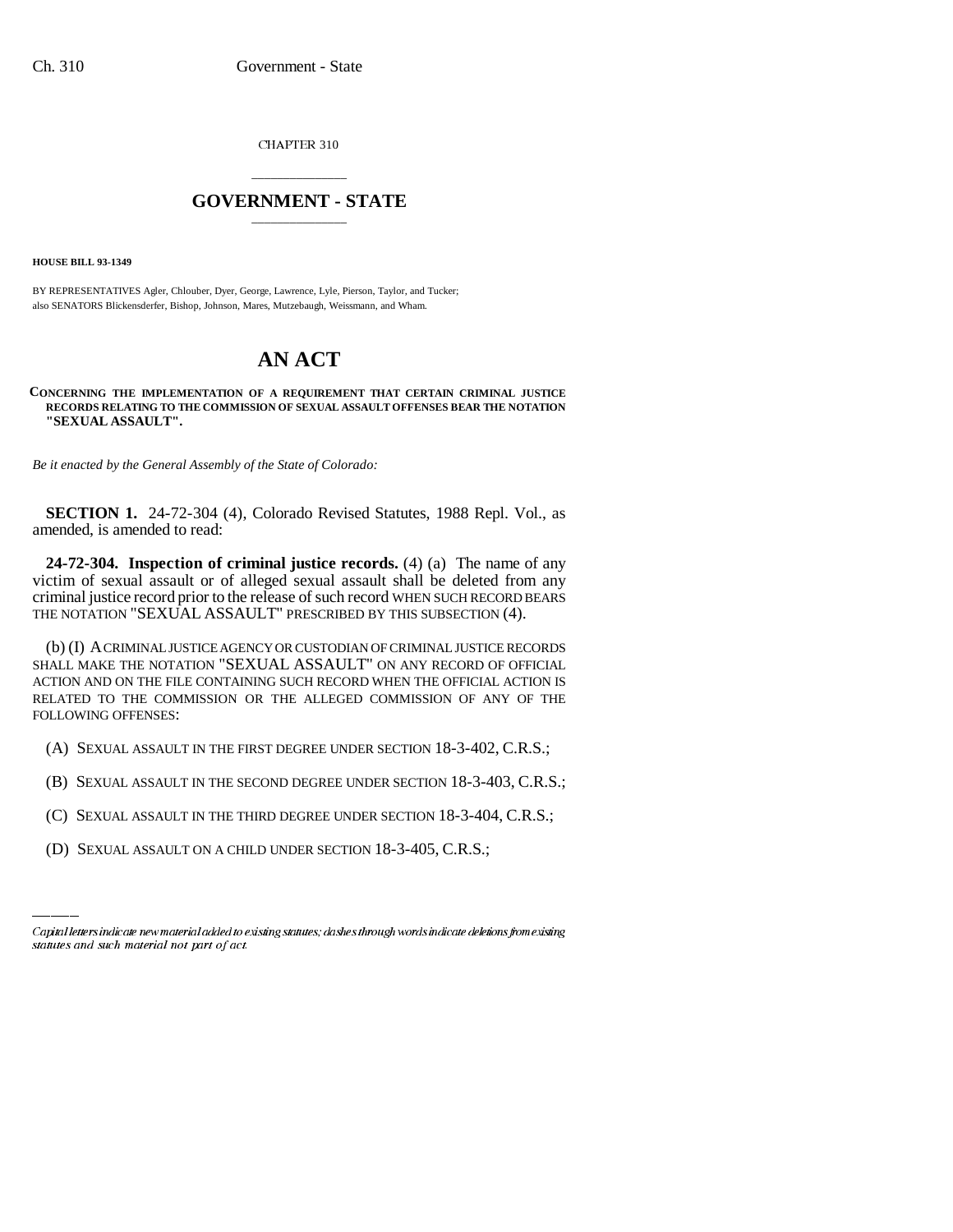CHAPTER 310

# GOVERNMENT - STATE

**HOUSE BILL 93-1349**

BY REPRESENTATIVES Agler, Chlouber, Dyer, George, Lawrence, Lyle, Pierson, Taylor, and Tucker;
also SENATORS Blickensderfer, Bishop, Johnson, Mares, Mutzebaugh, Weissmann, and Wham.

# AN ACT

**CONCERNING THE IMPLEMENTATION OF A REQUIREMENT THAT CERTAIN CRIMINAL JUSTICE RECORDS RELATING TO THE COMMISSION OF SEXUAL ASSAULT OFFENSES BEAR THE NOTATION "SEXUAL ASSAULT".**

*Be it enacted by the General Assembly of the State of Colorado:*

**SECTION 1.** 24-72-304 (4), Colorado Revised Statutes, 1988 Repl. Vol., as amended, is amended to read:

**24-72-304. Inspection of criminal justice records.** (4) (a) The name of any victim of sexual assault or of alleged sexual assault shall be deleted from any criminal justice record prior to the release of such record WHEN SUCH RECORD BEARS THE NOTATION "SEXUAL ASSAULT" PRESCRIBED BY THIS SUBSECTION (4).

(b) (I) A CRIMINAL JUSTICE AGENCY OR CUSTODIAN OF CRIMINAL JUSTICE RECORDS SHALL MAKE THE NOTATION "SEXUAL ASSAULT" ON ANY RECORD OF OFFICIAL ACTION AND ON THE FILE CONTAINING SUCH RECORD WHEN THE OFFICIAL ACTION IS RELATED TO THE COMMISSION OR THE ALLEGED COMMISSION OF ANY OF THE FOLLOWING OFFENSES:

(A) SEXUAL ASSAULT IN THE FIRST DEGREE UNDER SECTION 18-3-402, C.R.S.;

(B) SEXUAL ASSAULT IN THE SECOND DEGREE UNDER SECTION 18-3-403, C.R.S.;

(C) SEXUAL ASSAULT IN THE THIRD DEGREE UNDER SECTION 18-3-404, C.R.S.;

(D) SEXUAL ASSAULT ON A CHILD UNDER SECTION 18-3-405, C.R.S.;

Capital letters indicate new material added to existing statutes; dashes through words indicate deletions from existing statutes and such material not part of act.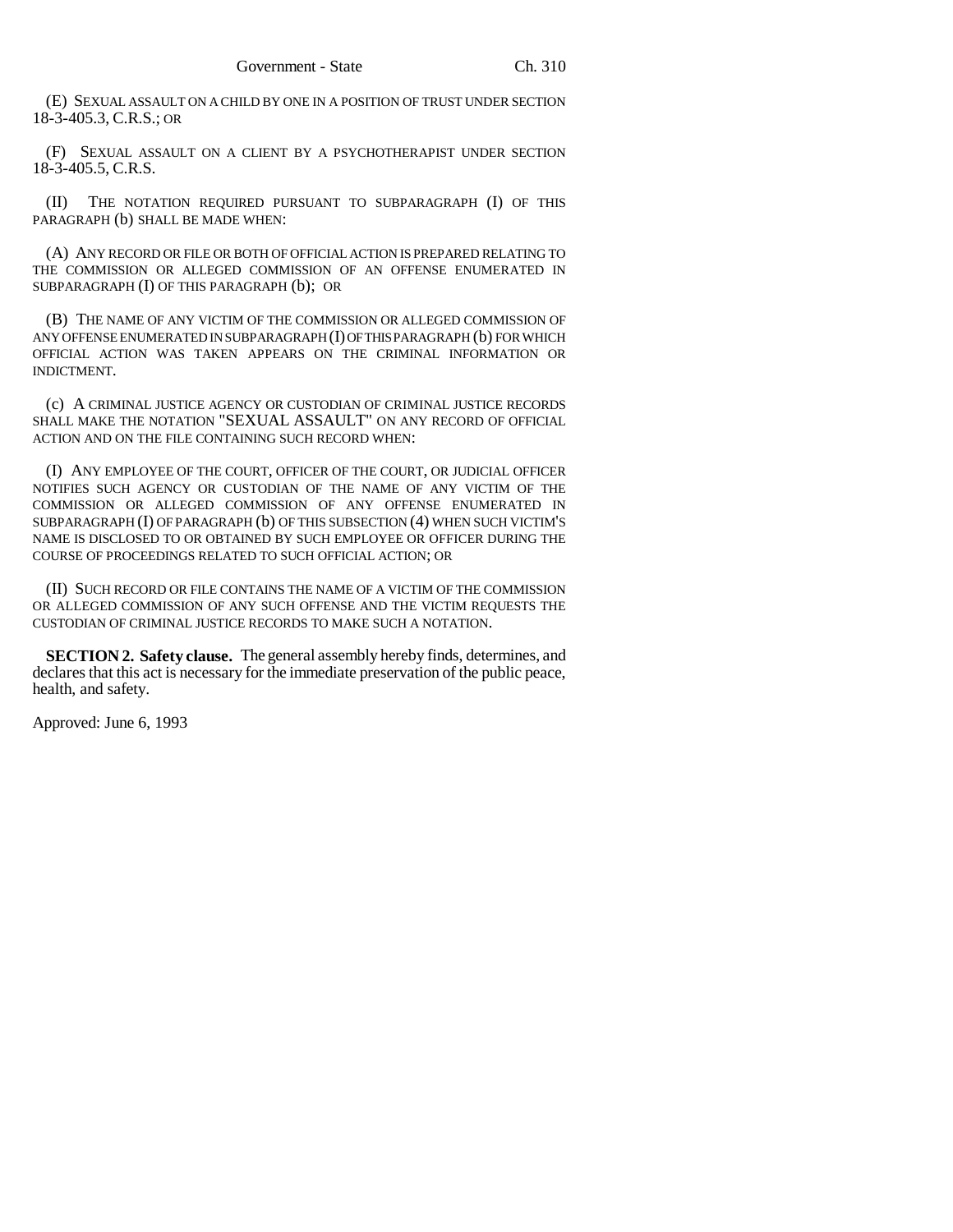(E) SEXUAL ASSAULT ON A CHILD BY ONE IN A POSITION OF TRUST UNDER SECTION 18-3-405.3, C.R.S.; OR

(F) SEXUAL ASSAULT ON A CLIENT BY A PSYCHOTHERAPIST UNDER SECTION 18-3-405.5, C.R.S.

(II) THE NOTATION REQUIRED PURSUANT TO SUBPARAGRAPH (I) OF THIS PARAGRAPH (b) SHALL BE MADE WHEN:

(A) ANY RECORD OR FILE OR BOTH OF OFFICIAL ACTION IS PREPARED RELATING TO THE COMMISSION OR ALLEGED COMMISSION OF AN OFFENSE ENUMERATED IN SUBPARAGRAPH (I) OF THIS PARAGRAPH (b); OR

(B) THE NAME OF ANY VICTIM OF THE COMMISSION OR ALLEGED COMMISSION OF ANY OFFENSE ENUMERATED IN SUBPARAGRAPH (I) OF THIS PARAGRAPH (b) FOR WHICH OFFICIAL ACTION WAS TAKEN APPEARS ON THE CRIMINAL INFORMATION OR INDICTMENT.

(c) A CRIMINAL JUSTICE AGENCY OR CUSTODIAN OF CRIMINAL JUSTICE RECORDS SHALL MAKE THE NOTATION "SEXUAL ASSAULT" ON ANY RECORD OF OFFICIAL ACTION AND ON THE FILE CONTAINING SUCH RECORD WHEN:

(I) ANY EMPLOYEE OF THE COURT, OFFICER OF THE COURT, OR JUDICIAL OFFICER NOTIFIES SUCH AGENCY OR CUSTODIAN OF THE NAME OF ANY VICTIM OF THE COMMISSION OR ALLEGED COMMISSION OF ANY OFFENSE ENUMERATED IN SUBPARAGRAPH (I) OF PARAGRAPH (b) OF THIS SUBSECTION (4) WHEN SUCH VICTIM'S NAME IS DISCLOSED TO OR OBTAINED BY SUCH EMPLOYEE OR OFFICER DURING THE COURSE OF PROCEEDINGS RELATED TO SUCH OFFICIAL ACTION; OR

(II) SUCH RECORD OR FILE CONTAINS THE NAME OF A VICTIM OF THE COMMISSION OR ALLEGED COMMISSION OF ANY SUCH OFFENSE AND THE VICTIM REQUESTS THE CUSTODIAN OF CRIMINAL JUSTICE RECORDS TO MAKE SUCH A NOTATION.

**SECTION 2. Safety clause.** The general assembly hereby finds, determines, and declares that this act is necessary for the immediate preservation of the public peace, health, and safety.

Approved: June 6, 1993